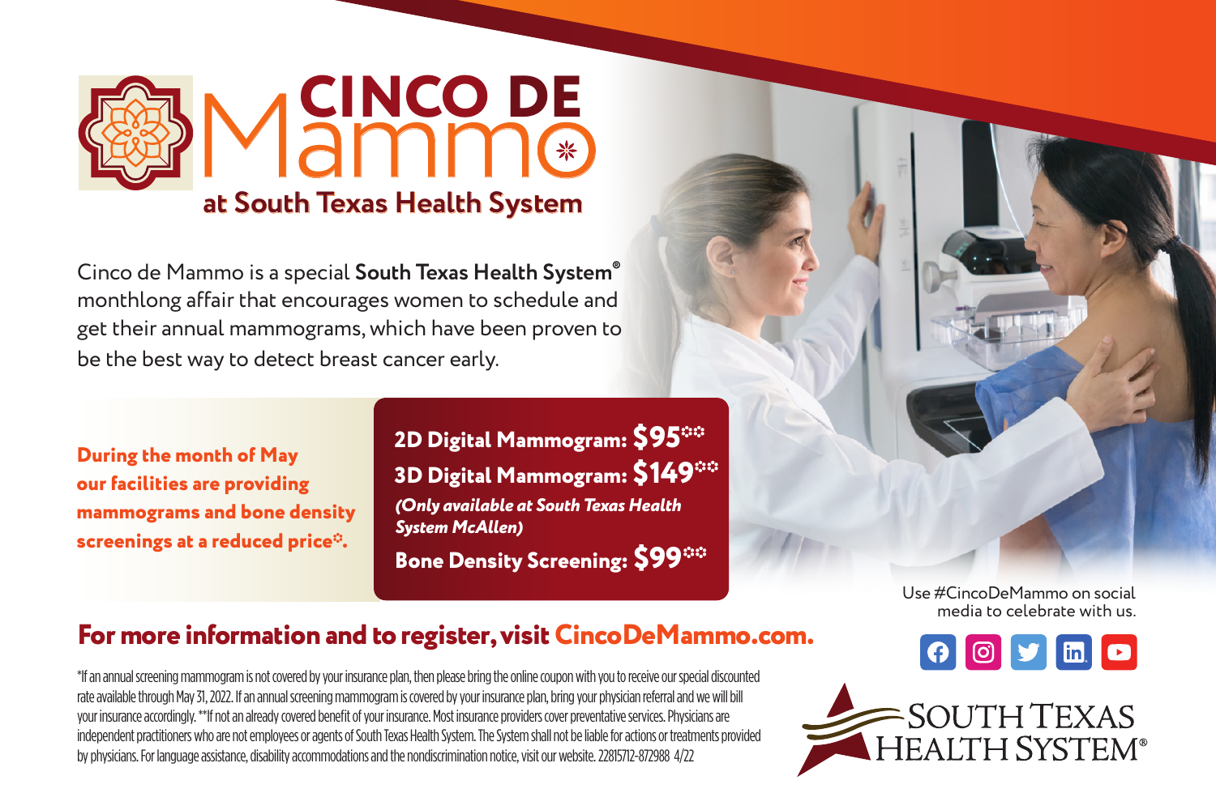# CINCO DE Mammo

## at South Texas Health System

Cinco de Mammo is a special **South Texas Health System®** monthlong affair that encourages women to schedule and get their annual mammograms, which have been proven to be the best way to detect breast cancer early.

**During the month of May our facilities are providing mammograms and bone density screenings at a reduced price*.**

**2D Digital Mammogram: $95****

**3D Digital Mammogram: $149****

***(Only available at South Texas Health System McAllen)***

**Bone Density Screening: $99****

Use #CincoDeMammo on social media to celebrate with us.

## For more information and to register, visit CincoDeMammo.com.

*If an annual screening mammogram is not covered by your insurance plan, then please bring the online coupon with you to receive our special discounted rate available through May 31, 2022. If an annual screening mammogram is covered by your insurance plan, bring your physician referral and we will bill your insurance accordingly. **If not an already covered benefit of your insurance. Most insurance providers cover preventative services. Physicians are independent practitioners who are not employees or agents of South Texas Health System. The System shall not be liable for actions or treatments provided by physicians. For language assistance, disability accommodations and the nondiscrimination notice, visit our website. 22815712-872988 4/22

SOUTH TEXAS HEALTH SYSTEM®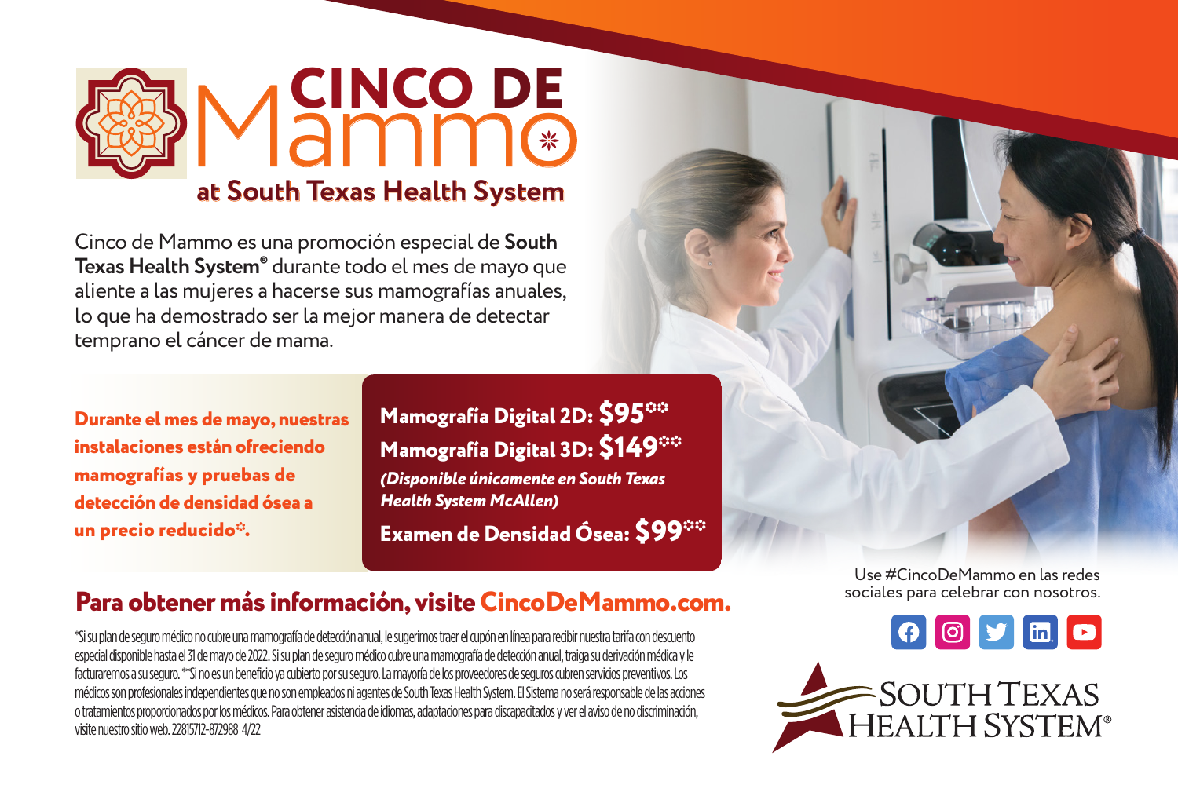# CINCO DE Mammo

## at South Texas Health System

Cinco de Mammo es una promoción especial de **South Texas Health System®** durante todo el mes de mayo que aliente a las mujeres a hacerse sus mamografías anuales, lo que ha demostrado ser la mejor manera de detectar temprano el cáncer de mama.

**Durante el mes de mayo, nuestras instalaciones están ofreciendo mamografías y pruebas de detección de densidad ósea a un precio reducido*.**

**Mamografía Digital 2D: $95****

**Mamografía Digital 3D: $149****

***(Disponible únicamente en South Texas Health System McAllen)***

**Examen de Densidad Ósea: $99****

## Para obtener más información, visite CincoDeMammo.com.

*Si su plan de seguro médico no cubre una mamografía de detección anual, le sugerimos traer el cupón en línea para recibir nuestra tarifa con descuento especial disponible hasta el 31 de mayo de 2022. Si su plan de seguro médico cubre una mamografía de detección anual, traiga su derivación médica y le facturaremos a su seguro. **Si no es un beneficio ya cubierto por su seguro. La mayoría de los proveedores de seguros cubren servicios preventivos. Los médicos son profesionales independientes que no son empleados ni agentes de South Texas Health System. El Sistema no será responsable de las acciones o tratamientos proporcionados por los médicos. Para obtener asistencia de idiomas, adaptaciones para discapacitados y ver el aviso de no discriminación, visite nuestro sitio web. 22815712-872988 4/22

Use #CincoDeMammo en las redes sociales para celebrar con nosotros.

SOUTH TEXAS HEALTH SYSTEM®